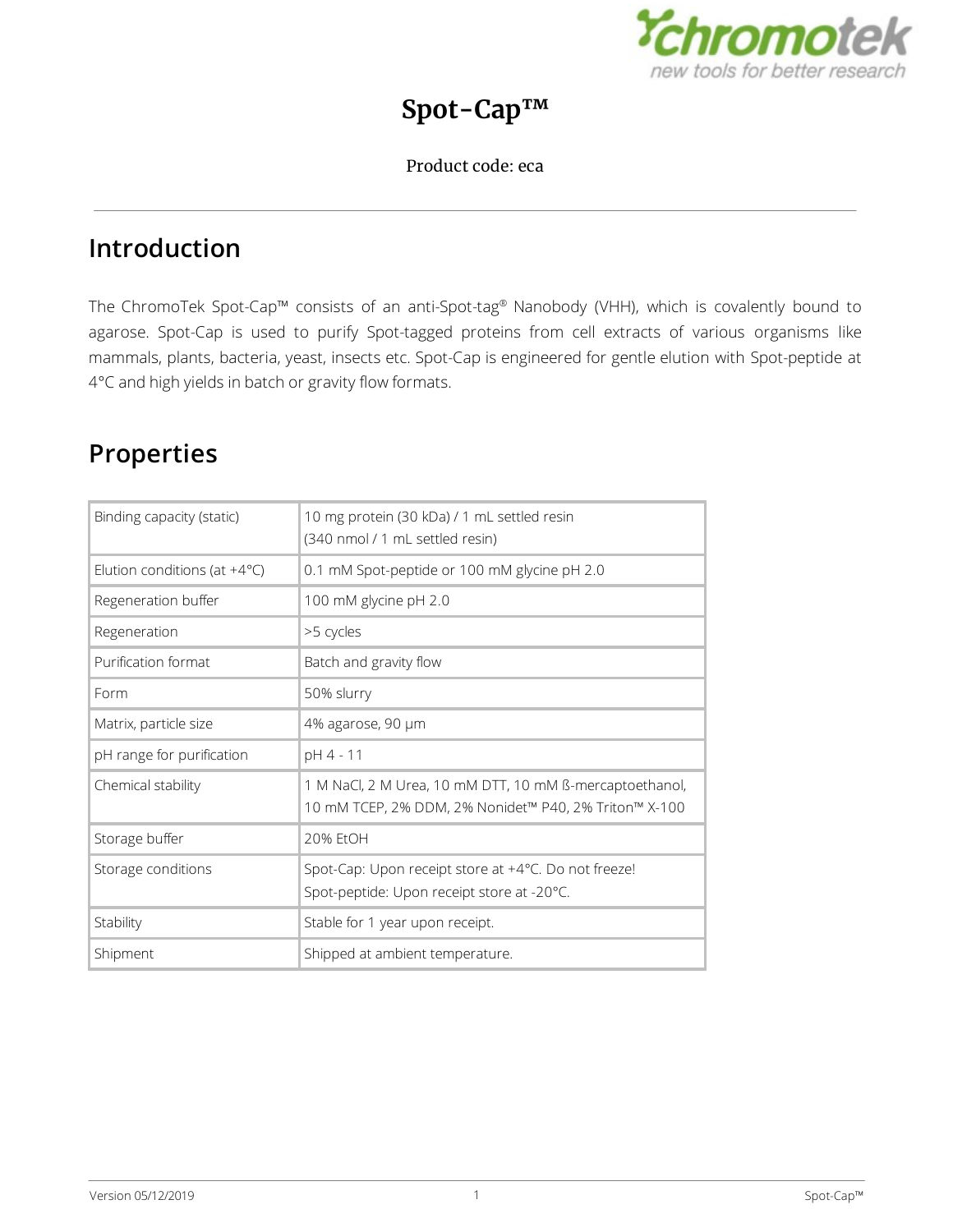# Spot-Cap™

Product code: eca

## Introduction

The ChromoTek Spot-Cap™ consists of an anti-Spot-tag® Nanobody (VHH), which is covalently bound to agarose. Spot-Cap is used to purify Spot-tagged proteins from cell extracts of various organisms like mammals, plants, bacteria, yeast, insects etc. Spot-Cap is engineered for gentle elution with Spot-peptide at 4°C and high yields in batch or gravity flow formats.

## Properties

| | |
|---|---|
| Binding capacity (static) | 10 mg protein (30 kDa) / 1 mL settled resin<br>(340 nmol / 1 mL settled resin) |
| Elution conditions (at +4°C) | 0.1 mM Spot-peptide or 100 mM glycine pH 2.0 |
| Regeneration buffer | 100 mM glycine pH 2.0 |
| Regeneration | >5 cycles |
| Purification format | Batch and gravity flow |
| Form | 50% slurry |
| Matrix, particle size | 4% agarose, 90 µm |
| pH range for purification | pH 4 - 11 |
| Chemical stability | 1 M NaCl, 2 M Urea, 10 mM DTT, 10 mM ß-mercaptoethanol, 10 mM TCEP, 2% DDM, 2% Nonidet™ P40, 2% Triton™ X-100 |
| Storage buffer | 20% EtOH |
| Storage conditions | Spot-Cap: Upon receipt store at +4°C. Do not freeze!<br>Spot-peptide: Upon receipt store at -20°C. |
| Stability | Stable for 1 year upon receipt. |
| Shipment | Shipped at ambient temperature. |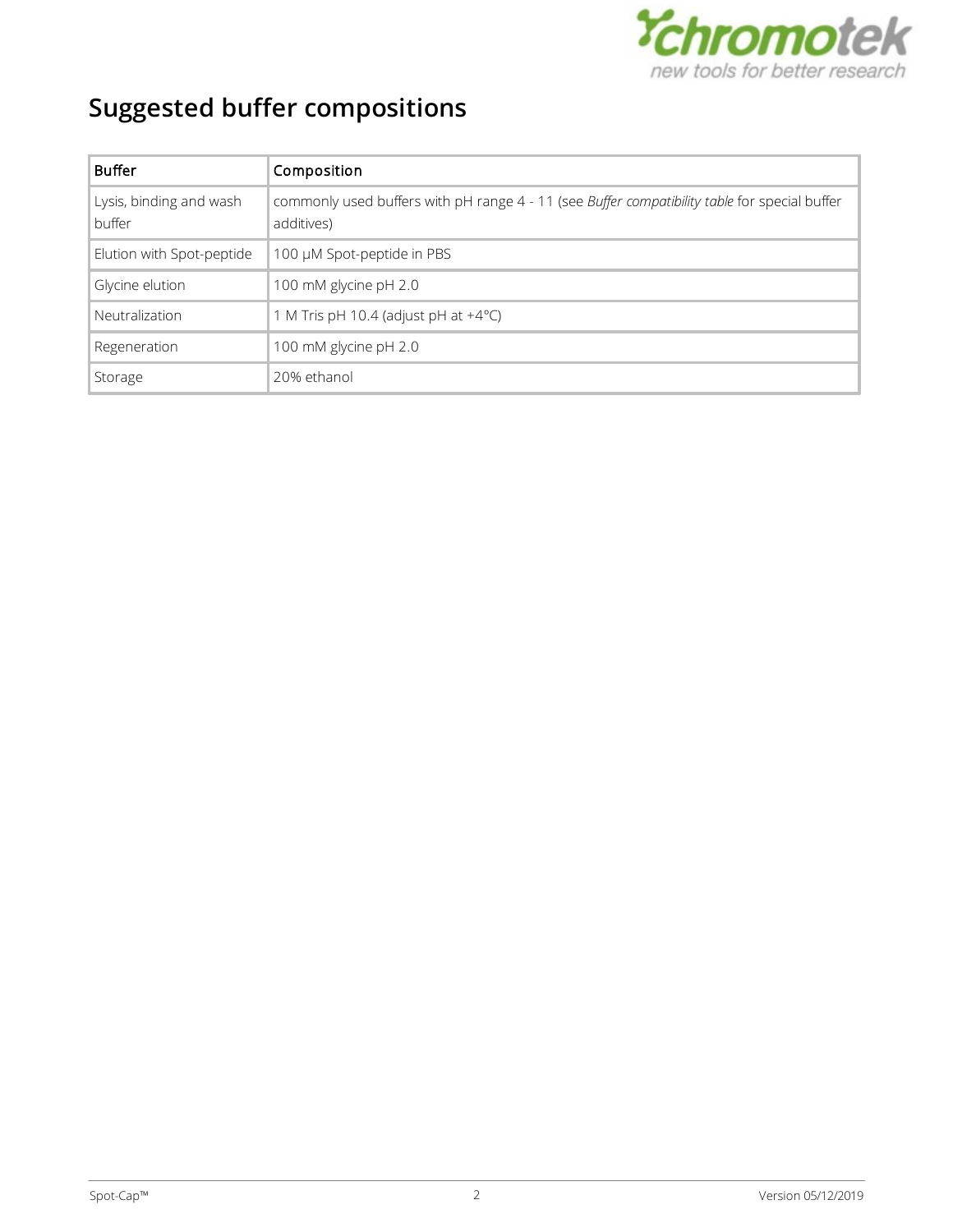# Suggested buffer compositions

| Buffer | Composition |
| --- | --- |
| Lysis, binding and wash buffer | commonly used buffers with pH range 4 - 11 (see *Buffer compatibility table* for special buffer additives) |
| Elution with Spot-peptide | 100 µM Spot-peptide in PBS |
| Glycine elution | 100 mM glycine pH 2.0 |
| Neutralization | 1 M Tris pH 10.4 (adjust pH at +4°C) |
| Regeneration | 100 mM glycine pH 2.0 |
| Storage | 20% ethanol |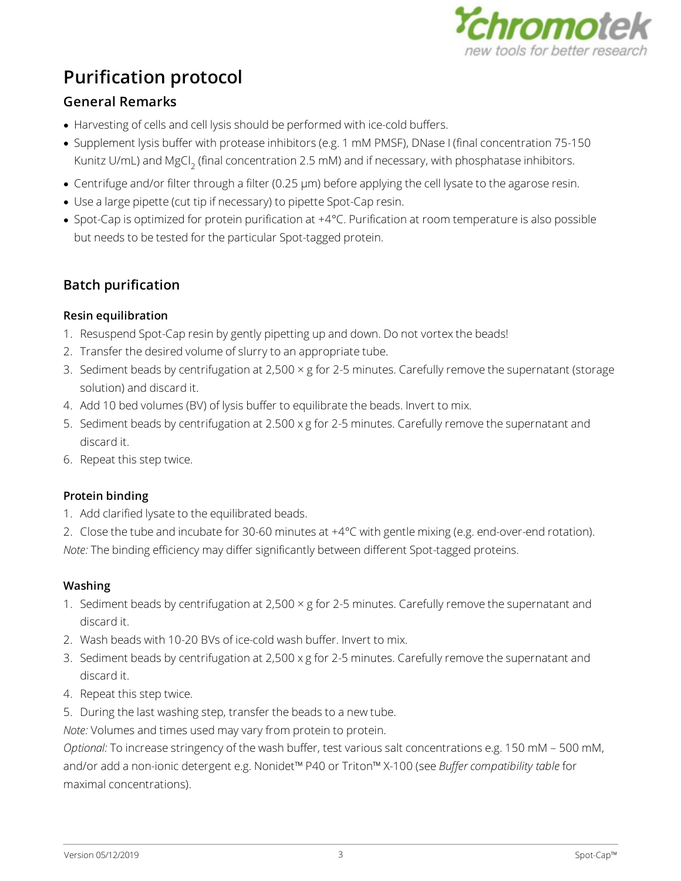# Purification protocol

## General Remarks

- Harvesting of cells and cell lysis should be performed with ice-cold buffers.
- Supplement lysis buffer with protease inhibitors (e.g. 1 mM PMSF), DNase I (final concentration 75-150 Kunitz U/mL) and $MgCl_2$ (final concentration 2.5 mM) and if necessary, with phosphatase inhibitors.
- Centrifuge and/or filter through a filter (0.25 µm) before applying the cell lysate to the agarose resin.
- Use a large pipette (cut tip if necessary) to pipette Spot-Cap resin.
- Spot-Cap is optimized for protein purification at +4°C. Purification at room temperature is also possible but needs to be tested for the particular Spot-tagged protein.

## Batch purification

### Resin equilibration

1. Resuspend Spot-Cap resin by gently pipetting up and down. Do not vortex the beads!
2. Transfer the desired volume of slurry to an appropriate tube.
3. Sediment beads by centrifugation at 2,500 × g for 2-5 minutes. Carefully remove the supernatant (storage solution) and discard it.
4. Add 10 bed volumes (BV) of lysis buffer to equilibrate the beads. Invert to mix.
5. Sediment beads by centrifugation at 2.500 x g for 2-5 minutes. Carefully remove the supernatant and discard it.
6. Repeat this step twice.

### Protein binding

1. Add clarified lysate to the equilibrated beads.
2. Close the tube and incubate for 30-60 minutes at +4°C with gentle mixing (e.g. end-over-end rotation).

*Note:* The binding efficiency may differ significantly between different Spot-tagged proteins.

### Washing

1. Sediment beads by centrifugation at 2,500 × g for 2-5 minutes. Carefully remove the supernatant and discard it.
2. Wash beads with 10-20 BVs of ice-cold wash buffer. Invert to mix.
3. Sediment beads by centrifugation at 2,500 x g for 2-5 minutes. Carefully remove the supernatant and discard it.
4. Repeat this step twice.
5. During the last washing step, transfer the beads to a new tube.

*Note:* Volumes and times used may vary from protein to protein.

*Optional:* To increase stringency of the wash buffer, test various salt concentrations e.g. 150 mM – 500 mM, and/or add a non-ionic detergent e.g. Nonidet™ P40 or Triton™ X-100 (see *Buffer compatibility table* for maximal concentrations).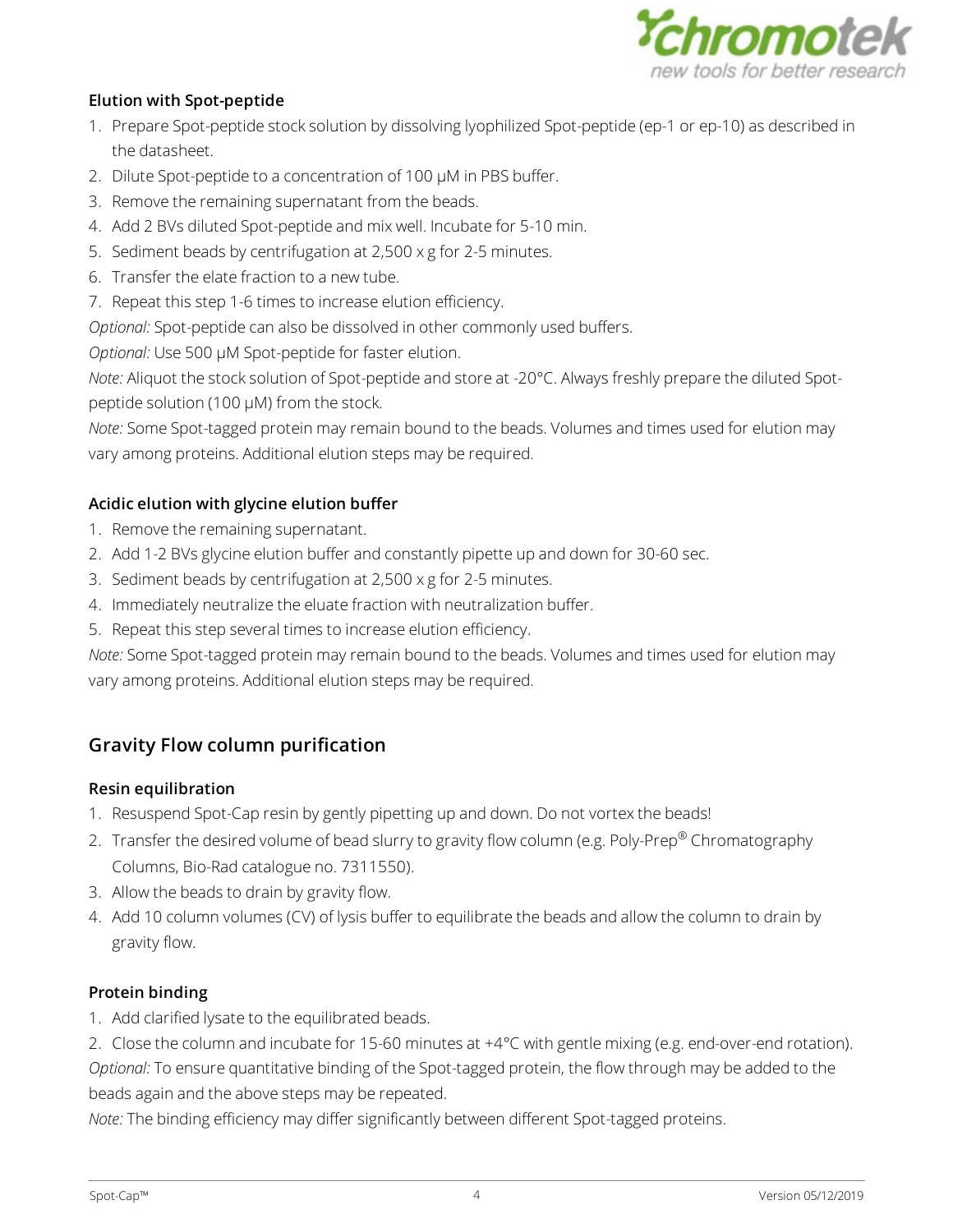### Elution with Spot-peptide

1. Prepare Spot-peptide stock solution by dissolving lyophilized Spot-peptide (ep-1 or ep-10) as described in the datasheet.
2. Dilute Spot-peptide to a concentration of 100 µM in PBS buffer.
3. Remove the remaining supernatant from the beads.
4. Add 2 BVs diluted Spot-peptide and mix well. Incubate for 5-10 min.
5. Sediment beads by centrifugation at 2,500 x g for 2-5 minutes.
6. Transfer the elate fraction to a new tube.
7. Repeat this step 1-6 times to increase elution efficiency.

*Optional:* Spot-peptide can also be dissolved in other commonly used buffers.

*Optional:* Use 500 µM Spot-peptide for faster elution.

*Note:* Aliquot the stock solution of Spot-peptide and store at -20°C. Always freshly prepare the diluted Spot-peptide solution (100 µM) from the stock.

*Note:* Some Spot-tagged protein may remain bound to the beads. Volumes and times used for elution may vary among proteins. Additional elution steps may be required.

### Acidic elution with glycine elution buffer

1. Remove the remaining supernatant.
2. Add 1-2 BVs glycine elution buffer and constantly pipette up and down for 30-60 sec.
3. Sediment beads by centrifugation at 2,500 x g for 2-5 minutes.
4. Immediately neutralize the eluate fraction with neutralization buffer.
5. Repeat this step several times to increase elution efficiency.

*Note:* Some Spot-tagged protein may remain bound to the beads. Volumes and times used for elution may vary among proteins. Additional elution steps may be required.

## Gravity Flow column purification

### Resin equilibration

1. Resuspend Spot-Cap resin by gently pipetting up and down. Do not vortex the beads!
2. Transfer the desired volume of bead slurry to gravity flow column (e.g. Poly-Prep® Chromatography Columns, Bio-Rad catalogue no. 7311550).
3. Allow the beads to drain by gravity flow.
4. Add 10 column volumes (CV) of lysis buffer to equilibrate the beads and allow the column to drain by gravity flow.

### Protein binding

1. Add clarified lysate to the equilibrated beads.
2. Close the column and incubate for 15-60 minutes at +4°C with gentle mixing (e.g. end-over-end rotation).

*Optional:* To ensure quantitative binding of the Spot-tagged protein, the flow through may be added to the beads again and the above steps may be repeated.

*Note:* The binding efficiency may differ significantly between different Spot-tagged proteins.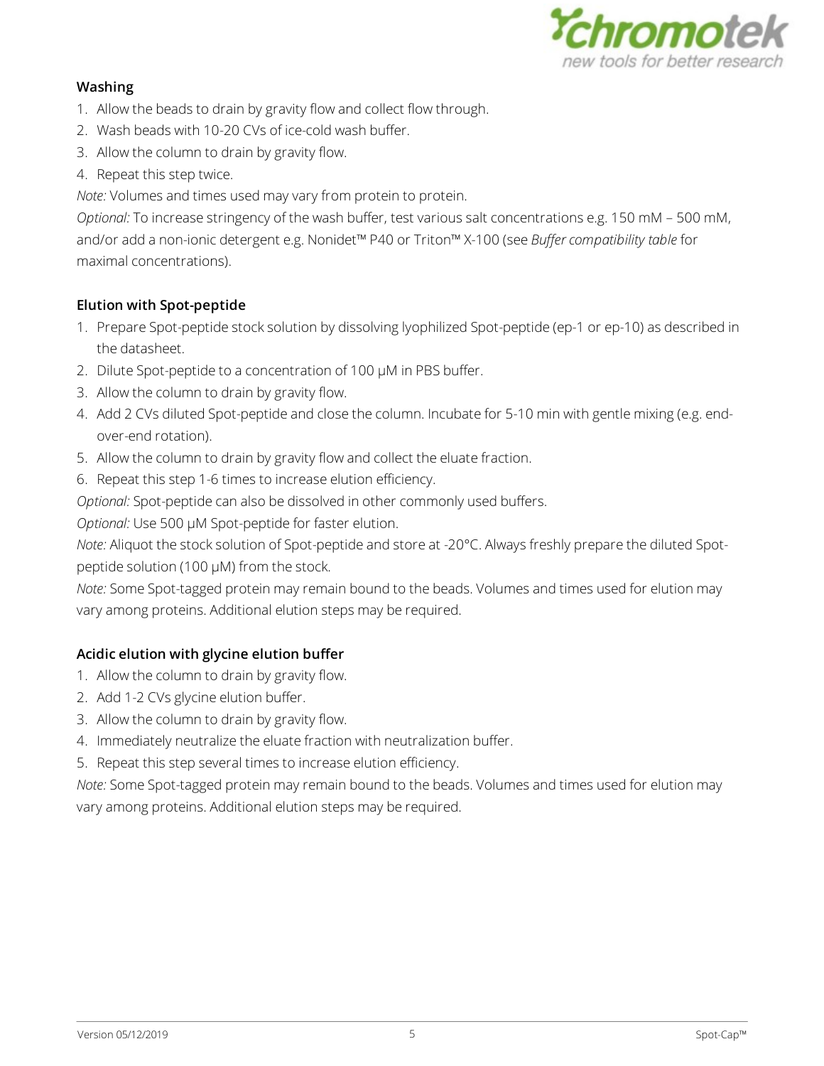### Washing

1. Allow the beads to drain by gravity flow and collect flow through.
2. Wash beads with 10-20 CVs of ice-cold wash buffer.
3. Allow the column to drain by gravity flow.
4. Repeat this step twice.

*Note:* Volumes and times used may vary from protein to protein.

*Optional:* To increase stringency of the wash buffer, test various salt concentrations e.g. 150 mM – 500 mM, and/or add a non-ionic detergent e.g. Nonidet™ P40 or Triton™ X-100 (see *Buffer compatibility table* for maximal concentrations).

### Elution with Spot-peptide

1. Prepare Spot-peptide stock solution by dissolving lyophilized Spot-peptide (ep-1 or ep-10) as described in the datasheet.
2. Dilute Spot-peptide to a concentration of 100 µM in PBS buffer.
3. Allow the column to drain by gravity flow.
4. Add 2 CVs diluted Spot-peptide and close the column. Incubate for 5-10 min with gentle mixing (e.g. end-over-end rotation).
5. Allow the column to drain by gravity flow and collect the eluate fraction.
6. Repeat this step 1-6 times to increase elution efficiency.

*Optional:* Spot-peptide can also be dissolved in other commonly used buffers.

*Optional:* Use 500 µM Spot-peptide for faster elution.

*Note:* Aliquot the stock solution of Spot-peptide and store at -20°C. Always freshly prepare the diluted Spot-peptide solution (100 µM) from the stock.

*Note:* Some Spot-tagged protein may remain bound to the beads. Volumes and times used for elution may vary among proteins. Additional elution steps may be required.

### Acidic elution with glycine elution buffer

1. Allow the column to drain by gravity flow.
2. Add 1-2 CVs glycine elution buffer.
3. Allow the column to drain by gravity flow.
4. Immediately neutralize the eluate fraction with neutralization buffer.
5. Repeat this step several times to increase elution efficiency.

*Note:* Some Spot-tagged protein may remain bound to the beads. Volumes and times used for elution may vary among proteins. Additional elution steps may be required.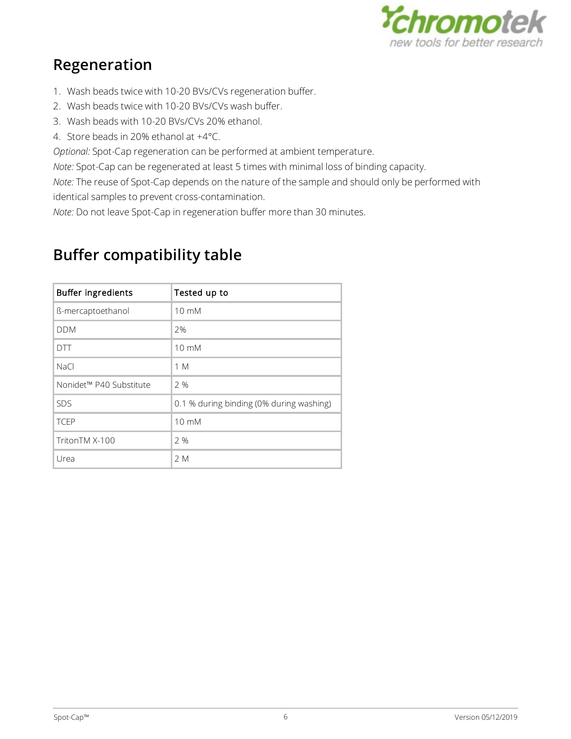## Regeneration

1. Wash beads twice with 10-20 BVs/CVs regeneration buffer.
2. Wash beads twice with 10-20 BVs/CVs wash buffer.
3. Wash beads with 10-20 BVs/CVs 20% ethanol.
4. Store beads in 20% ethanol at +4°C.

*Optional:* Spot-Cap regeneration can be performed at ambient temperature.

*Note:* Spot-Cap can be regenerated at least 5 times with minimal loss of binding capacity.

*Note:* The reuse of Spot-Cap depends on the nature of the sample and should only be performed with identical samples to prevent cross-contamination.

*Note:* Do not leave Spot-Cap in regeneration buffer more than 30 minutes.

## Buffer compatibility table

| Buffer ingredients | Tested up to |
|---|---|
| ß-mercaptoethanol | 10 mM |
| DDM | 2% |
| DTT | 10 mM |
| NaCl | 1 M |
| Nonidet™ P40 Substitute | 2 % |
| SDS | 0.1 % during binding (0% during washing) |
| TCEP | 10 mM |
| TritonTM X-100 | 2 % |
| Urea | 2 M |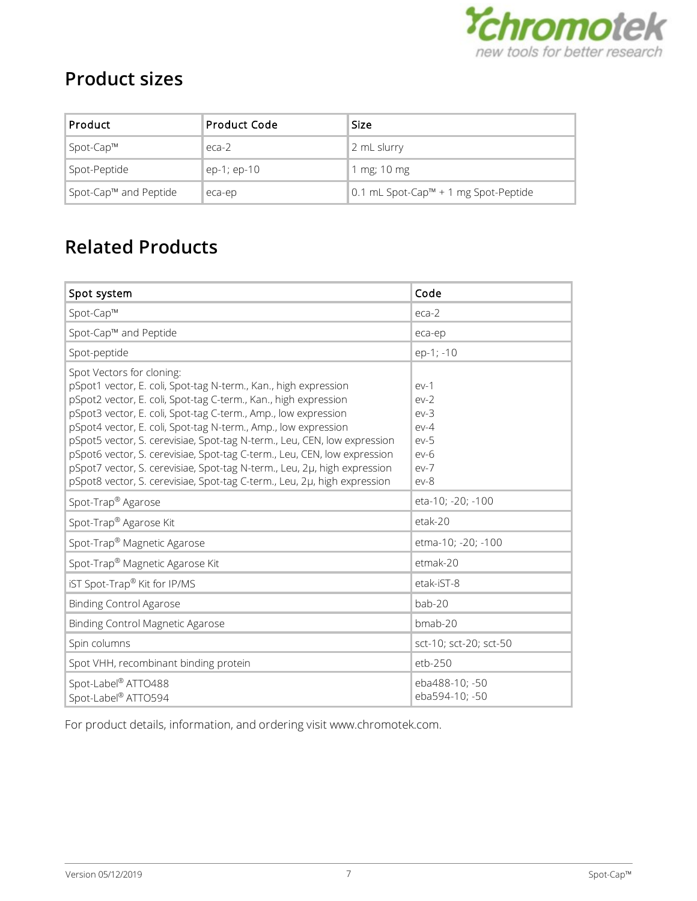## Product sizes

| Product | Product Code | Size |
| --- | --- | --- |
| Spot-Cap™ | eca-2 | 2 mL slurry |
| Spot-Peptide | ep-1; ep-10 | 1 mg; 10 mg |
| Spot-Cap™ and Peptide | eca-ep | 0.1 mL Spot-Cap™ + 1 mg Spot-Peptide |

## Related Products

| Spot system | Code |
| --- | --- |
| Spot-Cap™ | eca-2 |
| Spot-Cap™ and Peptide | eca-ep |
| Spot-peptide | ep-1; -10 |
| Spot Vectors for cloning:<br>pSpot1 vector, E. coli, Spot-tag N-term., Kan., high expression<br>pSpot2 vector, E. coli, Spot-tag C-term., Kan., high expression<br>pSpot3 vector, E. coli, Spot-tag C-term., Amp., low expression<br>pSpot4 vector, E. coli, Spot-tag N-term., Amp., low expression<br>pSpot5 vector, S. cerevisiae, Spot-tag N-term., Leu, CEN, low expression<br>pSpot6 vector, S. cerevisiae, Spot-tag C-term., Leu, CEN, low expression<br>pSpot7 vector, S. cerevisiae, Spot-tag N-term., Leu, 2µ, high expression<br>pSpot8 vector, S. cerevisiae, Spot-tag C-term., Leu, 2µ, high expression | <br>ev-1<br>ev-2<br>ev-3<br>ev-4<br>ev-5<br>ev-6<br>ev-7<br>ev-8 |
| Spot-Trap® Agarose | eta-10; -20; -100 |
| Spot-Trap® Agarose Kit | etak-20 |
| Spot-Trap® Magnetic Agarose | etma-10; -20; -100 |
| Spot-Trap® Magnetic Agarose Kit | etmak-20 |
| iST Spot-Trap® Kit for IP/MS | etak-iST-8 |
| Binding Control Agarose | bab-20 |
| Binding Control Magnetic Agarose | bmab-20 |
| Spin columns | sct-10; sct-20; sct-50 |
| Spot VHH, recombinant binding protein | etb-250 |
| Spot-Label® ATTO488<br>Spot-Label® ATTO594 | eba488-10; -50<br>eba594-10; -50 |

For product details, information, and ordering visit www.chromotek.com.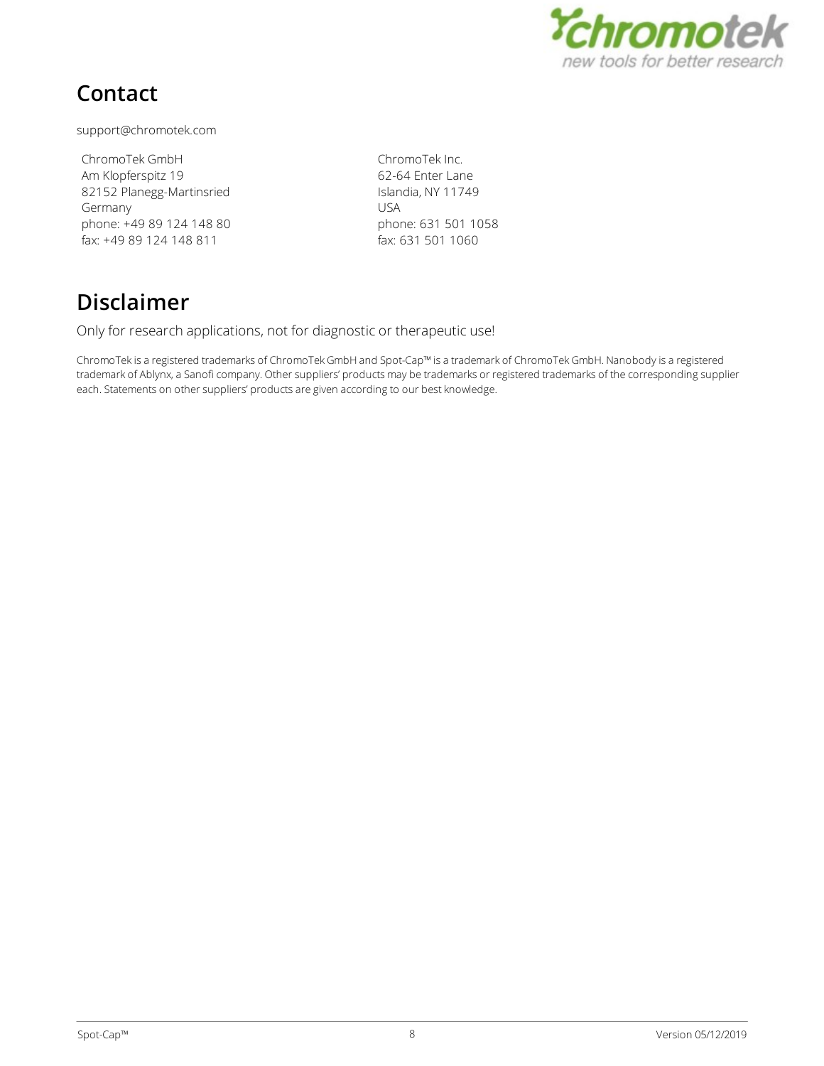## Contact

support@chromotek.com

ChromoTek GmbH
Am Klopferspitz 19
82152 Planegg-Martinsried
Germany
phone: +49 89 124 148 80
fax: +49 89 124 148 811

ChromoTek Inc.
62-64 Enter Lane
Islandia, NY 11749
USA
phone: 631 501 1058
fax: 631 501 1060

## Disclaimer

Only for research applications, not for diagnostic or therapeutic use!

ChromoTek is a registered trademarks of ChromoTek GmbH and Spot-Cap™ is a trademark of ChromoTek GmbH. Nanobody is a registered trademark of Ablynx, a Sanofi company. Other suppliers' products may be trademarks or registered trademarks of the corresponding supplier each. Statements on other suppliers' products are given according to our best knowledge.